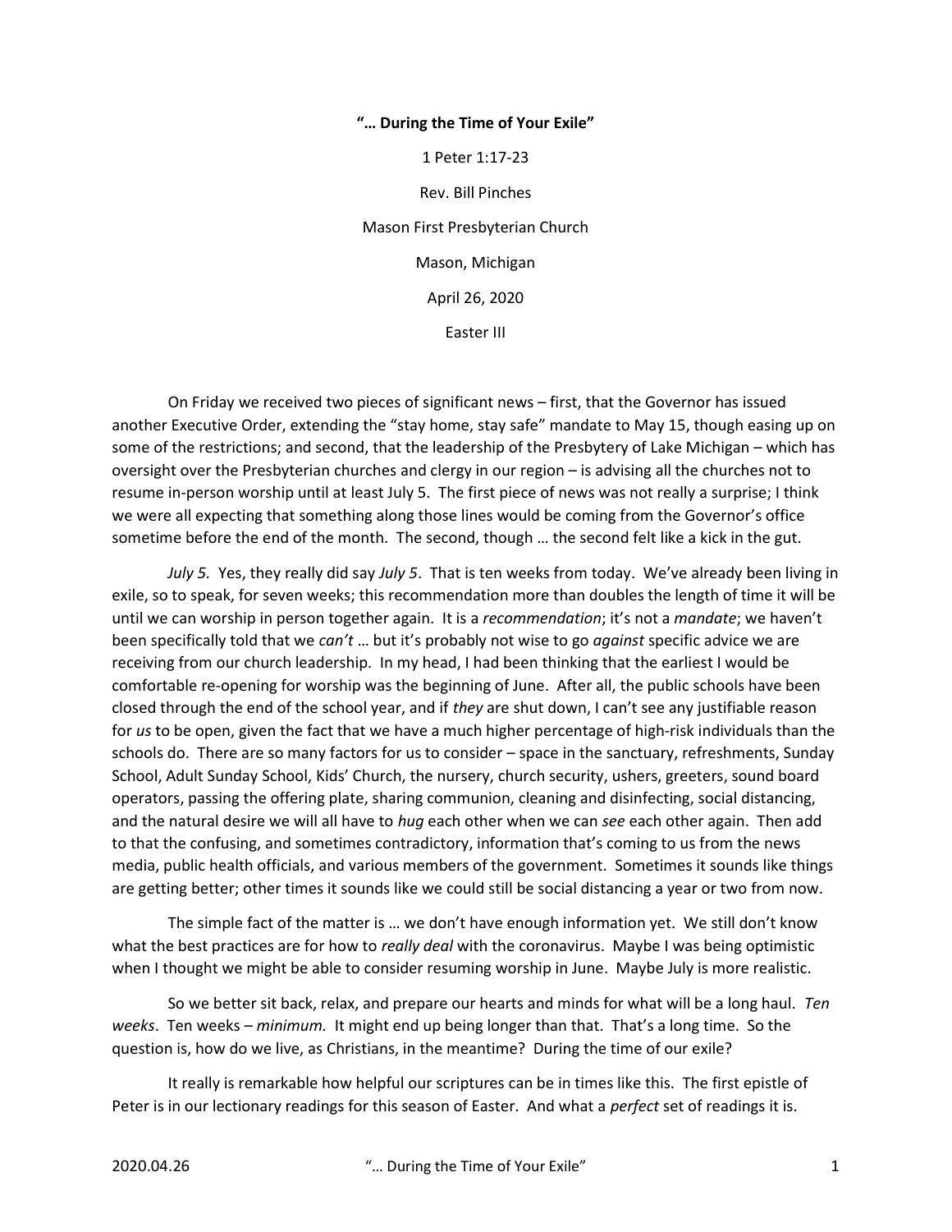**"… During the Time of Your Exile"**

1 Peter 1:17-23

Rev. Bill Pinches

Mason First Presbyterian Church

Mason, Michigan

April 26, 2020

Easter III

On Friday we received two pieces of significant news – first, that the Governor has issued another Executive Order, extending the "stay home, stay safe" mandate to May 15, though easing up on some of the restrictions; and second, that the leadership of the Presbytery of Lake Michigan – which has oversight over the Presbyterian churches and clergy in our region – is advising all the churches not to resume in-person worship until at least July 5. The first piece of news was not really a surprise; I think we were all expecting that something along those lines would be coming from the Governor's office sometime before the end of the month. The second, though … the second felt like a kick in the gut.

*July 5.* Yes, they really did say *July 5*. That is ten weeks from today. We've already been living in exile, so to speak, for seven weeks; this recommendation more than doubles the length of time it will be until we can worship in person together again. It is a *recommendation*; it's not a *mandate*; we haven't been specifically told that we *can't* … but it's probably not wise to go *against* specific advice we are receiving from our church leadership. In my head, I had been thinking that the earliest I would be comfortable re-opening for worship was the beginning of June. After all, the public schools have been closed through the end of the school year, and if *they* are shut down, I can't see any justifiable reason for *us* to be open, given the fact that we have a much higher percentage of high-risk individuals than the schools do. There are so many factors for us to consider – space in the sanctuary, refreshments, Sunday School, Adult Sunday School, Kids' Church, the nursery, church security, ushers, greeters, sound board operators, passing the offering plate, sharing communion, cleaning and disinfecting, social distancing, and the natural desire we will all have to *hug* each other when we can *see* each other again. Then add to that the confusing, and sometimes contradictory, information that's coming to us from the news media, public health officials, and various members of the government. Sometimes it sounds like things are getting better; other times it sounds like we could still be social distancing a year or two from now.

The simple fact of the matter is … we don't have enough information yet. We still don't know what the best practices are for how to *really deal* with the coronavirus. Maybe I was being optimistic when I thought we might be able to consider resuming worship in June. Maybe July is more realistic.

So we better sit back, relax, and prepare our hearts and minds for what will be a long haul. *Ten weeks*. Ten weeks – *minimum.* It might end up being longer than that. That's a long time. So the question is, how do we live, as Christians, in the meantime? During the time of our exile?

It really is remarkable how helpful our scriptures can be in times like this. The first epistle of Peter is in our lectionary readings for this season of Easter. And what a *perfect* set of readings it is.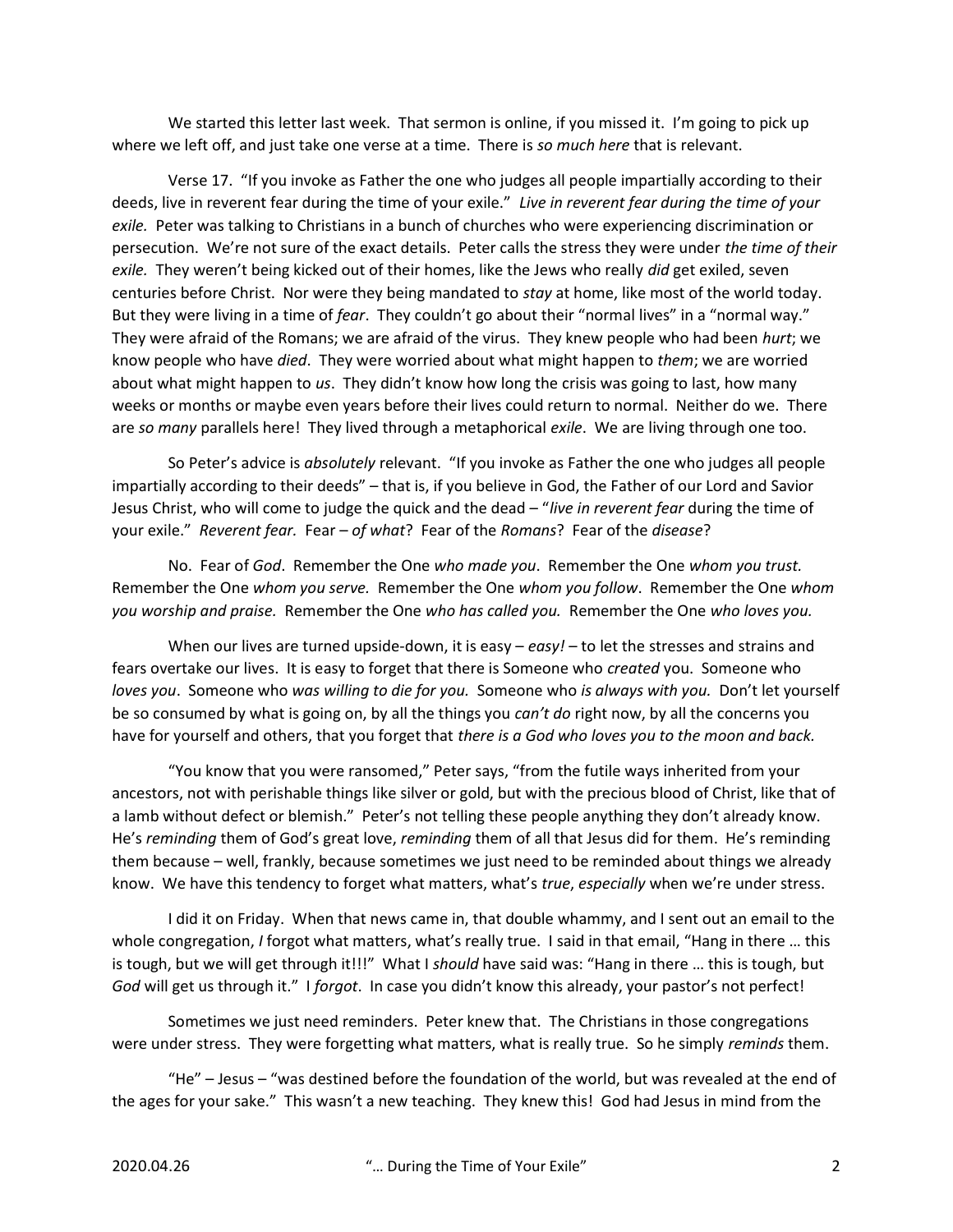We started this letter last week. That sermon is online, if you missed it. I'm going to pick up where we left off, and just take one verse at a time. There is *so much here* that is relevant.

Verse 17. "If you invoke as Father the one who judges all people impartially according to their deeds, live in reverent fear during the time of your exile." *Live in reverent fear during the time of your exile.* Peter was talking to Christians in a bunch of churches who were experiencing discrimination or persecution. We're not sure of the exact details. Peter calls the stress they were under *the time of their exile.* They weren't being kicked out of their homes, like the Jews who really *did* get exiled, seven centuries before Christ. Nor were they being mandated to *stay* at home, like most of the world today. But they were living in a time of *fear*. They couldn't go about their "normal lives" in a "normal way." They were afraid of the Romans; we are afraid of the virus. They knew people who had been *hurt*; we know people who have *died*. They were worried about what might happen to *them*; we are worried about what might happen to *us*. They didn't know how long the crisis was going to last, how many weeks or months or maybe even years before their lives could return to normal. Neither do we. There are *so many* parallels here! They lived through a metaphorical *exile*. We are living through one too.

So Peter's advice is *absolutely* relevant. "If you invoke as Father the one who judges all people impartially according to their deeds" – that is, if you believe in God, the Father of our Lord and Savior Jesus Christ, who will come to judge the quick and the dead – "*live in reverent fear* during the time of your exile." *Reverent fear.* Fear – *of what*? Fear of the *Romans*? Fear of the *disease*?

No. Fear of *God*. Remember the One *who made you*. Remember the One *whom you trust.* Remember the One *whom you serve.* Remember the One *whom you follow*. Remember the One *whom you worship and praise.* Remember the One *who has called you.* Remember the One *who loves you.*

When our lives are turned upside-down, it is easy – *easy!* – to let the stresses and strains and fears overtake our lives. It is easy to forget that there is Someone who *created* you. Someone who *loves you*. Someone who *was willing to die for you.* Someone who *is always with you.* Don't let yourself be so consumed by what is going on, by all the things you *can't do* right now, by all the concerns you have for yourself and others, that you forget that *there is a God who loves you to the moon and back.*

"You know that you were ransomed," Peter says, "from the futile ways inherited from your ancestors, not with perishable things like silver or gold, but with the precious blood of Christ, like that of a lamb without defect or blemish." Peter's not telling these people anything they don't already know. He's *reminding* them of God's great love, *reminding* them of all that Jesus did for them. He's reminding them because – well, frankly, because sometimes we just need to be reminded about things we already know. We have this tendency to forget what matters, what's *true*, *especially* when we're under stress.

I did it on Friday. When that news came in, that double whammy, and I sent out an email to the whole congregation, *I* forgot what matters, what's really true. I said in that email, "Hang in there … this is tough, but we will get through it!!!" What I *should* have said was: "Hang in there … this is tough, but *God* will get us through it." I *forgot*. In case you didn't know this already, your pastor's not perfect!

Sometimes we just need reminders. Peter knew that. The Christians in those congregations were under stress. They were forgetting what matters, what is really true. So he simply *reminds* them.

"He" – Jesus – "was destined before the foundation of the world, but was revealed at the end of the ages for your sake." This wasn't a new teaching. They knew this! God had Jesus in mind from the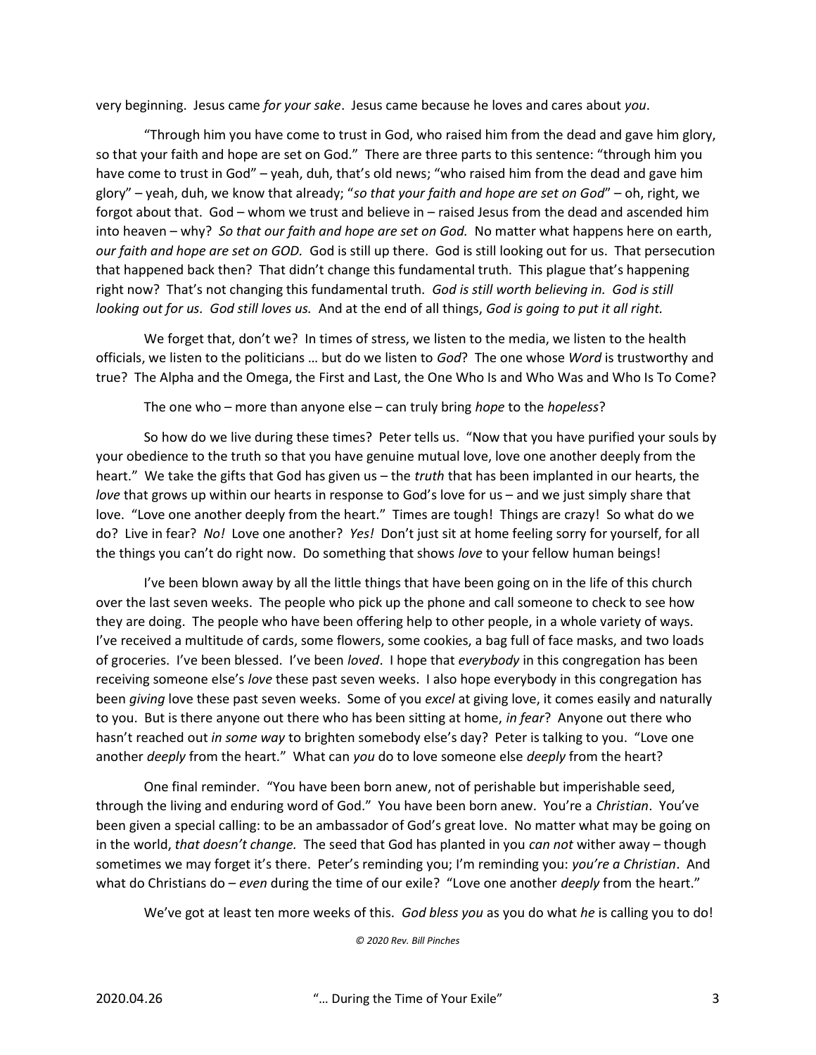very beginning. Jesus came *for your sake*. Jesus came because he loves and cares about *you*.

"Through him you have come to trust in God, who raised him from the dead and gave him glory, so that your faith and hope are set on God." There are three parts to this sentence: "through him you have come to trust in God" – yeah, duh, that's old news; "who raised him from the dead and gave him glory" – yeah, duh, we know that already; "*so that your faith and hope are set on God*" – oh, right, we forgot about that. God – whom we trust and believe in – raised Jesus from the dead and ascended him into heaven – why? *So that our faith and hope are set on God.* No matter what happens here on earth, *our faith and hope are set on GOD.* God is still up there. God is still looking out for us. That persecution that happened back then? That didn't change this fundamental truth. This plague that's happening right now? That's not changing this fundamental truth. *God is still worth believing in. God is still looking out for us. God still loves us.* And at the end of all things, *God is going to put it all right.*

We forget that, don't we? In times of stress, we listen to the media, we listen to the health officials, we listen to the politicians … but do we listen to *God*? The one whose *Word* is trustworthy and true? The Alpha and the Omega, the First and Last, the One Who Is and Who Was and Who Is To Come?

The one who – more than anyone else – can truly bring *hope* to the *hopeless*?

So how do we live during these times? Peter tells us. "Now that you have purified your souls by your obedience to the truth so that you have genuine mutual love, love one another deeply from the heart." We take the gifts that God has given us – the *truth* that has been implanted in our hearts, the *love* that grows up within our hearts in response to God's love for us – and we just simply share that love. "Love one another deeply from the heart." Times are tough! Things are crazy! So what do we do? Live in fear? *No!* Love one another? *Yes!* Don't just sit at home feeling sorry for yourself, for all the things you can't do right now. Do something that shows *love* to your fellow human beings!

I've been blown away by all the little things that have been going on in the life of this church over the last seven weeks. The people who pick up the phone and call someone to check to see how they are doing. The people who have been offering help to other people, in a whole variety of ways. I've received a multitude of cards, some flowers, some cookies, a bag full of face masks, and two loads of groceries. I've been blessed. I've been *loved*. I hope that *everybody* in this congregation has been receiving someone else's *love* these past seven weeks. I also hope everybody in this congregation has been *giving* love these past seven weeks. Some of you *excel* at giving love, it comes easily and naturally to you. But is there anyone out there who has been sitting at home, *in fear*? Anyone out there who hasn't reached out *in some way* to brighten somebody else's day? Peter is talking to you. "Love one another *deeply* from the heart." What can *you* do to love someone else *deeply* from the heart?

One final reminder. "You have been born anew, not of perishable but imperishable seed, through the living and enduring word of God." You have been born anew. You're a *Christian*. You've been given a special calling: to be an ambassador of God's great love. No matter what may be going on in the world, *that doesn't change.* The seed that God has planted in you *can not* wither away – though sometimes we may forget it's there. Peter's reminding you; I'm reminding you: *you're a Christian*. And what do Christians do – *even* during the time of our exile? "Love one another *deeply* from the heart."

We've got at least ten more weeks of this. *God bless you* as you do what *he* is calling you to do!

*© 2020 Rev. Bill Pinches*